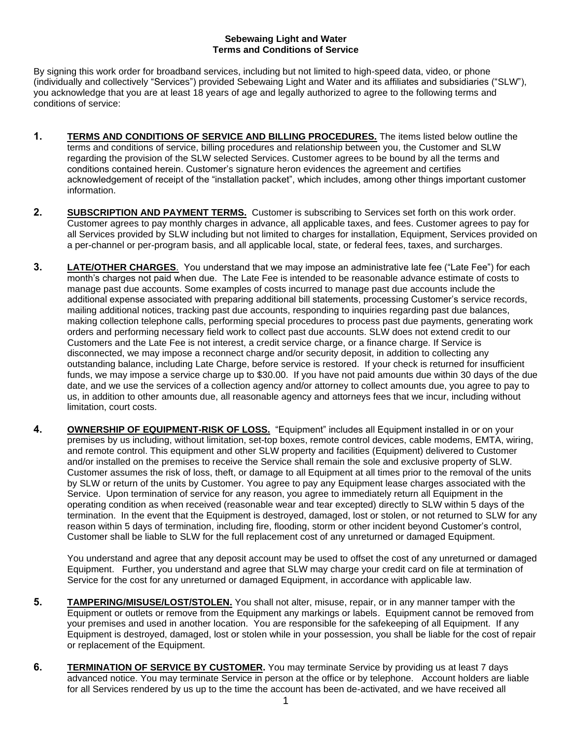**Sebewaing Light and Water**
**Terms and Conditions of Service**

By signing this work order for broadband services, including but not limited to high-speed data, video, or phone (individually and collectively "Services") provided Sebewaing Light and Water and its affiliates and subsidiaries ("SLW"), you acknowledge that you are at least 18 years of age and legally authorized to agree to the following terms and conditions of service:

1. **TERMS AND CONDITIONS OF SERVICE AND BILLING PROCEDURES.** The items listed below outline the terms and conditions of service, billing procedures and relationship between you, the Customer and SLW regarding the provision of the SLW selected Services. Customer agrees to be bound by all the terms and conditions contained herein. Customer's signature heron evidences the agreement and certifies acknowledgement of receipt of the "installation packet", which includes, among other things important customer information.

2. **SUBSCRIPTION AND PAYMENT TERMS.** Customer is subscribing to Services set forth on this work order. Customer agrees to pay monthly charges in advance, all applicable taxes, and fees. Customer agrees to pay for all Services provided by SLW including but not limited to charges for installation, Equipment, Services provided on a per-channel or per-program basis, and all applicable local, state, or federal fees, taxes, and surcharges.

3. **LATE/OTHER CHARGES**. You understand that we may impose an administrative late fee ("Late Fee") for each month's charges not paid when due. The Late Fee is intended to be reasonable advance estimate of costs to manage past due accounts. Some examples of costs incurred to manage past due accounts include the additional expense associated with preparing additional bill statements, processing Customer's service records, mailing additional notices, tracking past due accounts, responding to inquiries regarding past due balances, making collection telephone calls, performing special procedures to process past due payments, generating work orders and performing necessary field work to collect past due accounts. SLW does not extend credit to our Customers and the Late Fee is not interest, a credit service charge, or a finance charge. If Service is disconnected, we may impose a reconnect charge and/or security deposit, in addition to collecting any outstanding balance, including Late Charge, before service is restored. If your check is returned for insufficient funds, we may impose a service charge up to $30.00. If you have not paid amounts due within 30 days of the due date, and we use the services of a collection agency and/or attorney to collect amounts due, you agree to pay to us, in addition to other amounts due, all reasonable agency and attorneys fees that we incur, including without limitation, court costs.

4. **OWNERSHIP OF EQUIPMENT-RISK OF LOSS.** "Equipment" includes all Equipment installed in or on your premises by us including, without limitation, set-top boxes, remote control devices, cable modems, EMTA, wiring, and remote control. This equipment and other SLW property and facilities (Equipment) delivered to Customer and/or installed on the premises to receive the Service shall remain the sole and exclusive property of SLW. Customer assumes the risk of loss, theft, or damage to all Equipment at all times prior to the removal of the units by SLW or return of the units by Customer. You agree to pay any Equipment lease charges associated with the Service. Upon termination of service for any reason, you agree to immediately return all Equipment in the operating condition as when received (reasonable wear and tear excepted) directly to SLW within 5 days of the termination. In the event that the Equipment is destroyed, damaged, lost or stolen, or not returned to SLW for any reason within 5 days of termination, including fire, flooding, storm or other incident beyond Customer's control, Customer shall be liable to SLW for the full replacement cost of any unreturned or damaged Equipment.

   You understand and agree that any deposit account may be used to offset the cost of any unreturned or damaged Equipment. Further, you understand and agree that SLW may charge your credit card on file at termination of Service for the cost for any unreturned or damaged Equipment, in accordance with applicable law.

5. **TAMPERING/MISUSE/LOST/STOLEN.** You shall not alter, misuse, repair, or in any manner tamper with the Equipment or outlets or remove from the Equipment any markings or labels. Equipment cannot be removed from your premises and used in another location. You are responsible for the safekeeping of all Equipment. If any Equipment is destroyed, damaged, lost or stolen while in your possession, you shall be liable for the cost of repair or replacement of the Equipment.

6. **TERMINATION OF SERVICE BY CUSTOMER.** You may terminate Service by providing us at least 7 days advanced notice. You may terminate Service in person at the office or by telephone. Account holders are liable for all Services rendered by us up to the time the account has been de-activated, and we have received all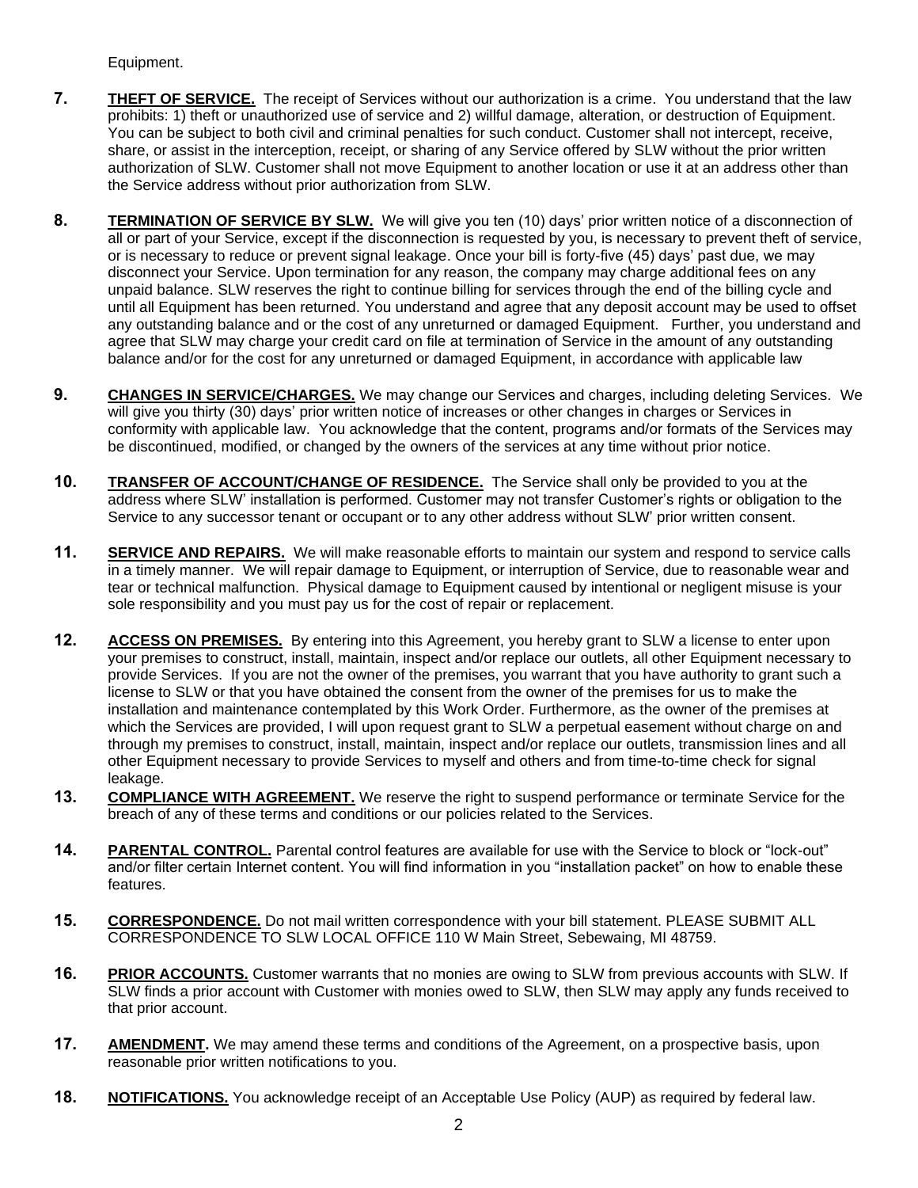Equipment.

**7.** **THEFT OF SERVICE.** The receipt of Services without our authorization is a crime. You understand that the law prohibits: 1) theft or unauthorized use of service and 2) willful damage, alteration, or destruction of Equipment. You can be subject to both civil and criminal penalties for such conduct. Customer shall not intercept, receive, share, or assist in the interception, receipt, or sharing of any Service offered by SLW without the prior written authorization of SLW. Customer shall not move Equipment to another location or use it at an address other than the Service address without prior authorization from SLW.

**8.** **TERMINATION OF SERVICE BY SLW.** We will give you ten (10) days' prior written notice of a disconnection of all or part of your Service, except if the disconnection is requested by you, is necessary to prevent theft of service, or is necessary to reduce or prevent signal leakage. Once your bill is forty-five (45) days' past due, we may disconnect your Service. Upon termination for any reason, the company may charge additional fees on any unpaid balance. SLW reserves the right to continue billing for services through the end of the billing cycle and until all Equipment has been returned. You understand and agree that any deposit account may be used to offset any outstanding balance and or the cost of any unreturned or damaged Equipment. Further, you understand and agree that SLW may charge your credit card on file at termination of Service in the amount of any outstanding balance and/or for the cost for any unreturned or damaged Equipment, in accordance with applicable law

**9.** **CHANGES IN SERVICE/CHARGES.** We may change our Services and charges, including deleting Services. We will give you thirty (30) days' prior written notice of increases or other changes in charges or Services in conformity with applicable law. You acknowledge that the content, programs and/or formats of the Services may be discontinued, modified, or changed by the owners of the services at any time without prior notice.

**10.** **TRANSFER OF ACCOUNT/CHANGE OF RESIDENCE.** The Service shall only be provided to you at the address where SLW' installation is performed. Customer may not transfer Customer's rights or obligation to the Service to any successor tenant or occupant or to any other address without SLW' prior written consent.

**11.** **SERVICE AND REPAIRS.** We will make reasonable efforts to maintain our system and respond to service calls in a timely manner. We will repair damage to Equipment, or interruption of Service, due to reasonable wear and tear or technical malfunction. Physical damage to Equipment caused by intentional or negligent misuse is your sole responsibility and you must pay us for the cost of repair or replacement.

**12.** **ACCESS ON PREMISES.** By entering into this Agreement, you hereby grant to SLW a license to enter upon your premises to construct, install, maintain, inspect and/or replace our outlets, all other Equipment necessary to provide Services. If you are not the owner of the premises, you warrant that you have authority to grant such a license to SLW or that you have obtained the consent from the owner of the premises for us to make the installation and maintenance contemplated by this Work Order. Furthermore, as the owner of the premises at which the Services are provided, I will upon request grant to SLW a perpetual easement without charge on and through my premises to construct, install, maintain, inspect and/or replace our outlets, transmission lines and all other Equipment necessary to provide Services to myself and others and from time-to-time check for signal leakage.

**13.** **COMPLIANCE WITH AGREEMENT.** We reserve the right to suspend performance or terminate Service for the breach of any of these terms and conditions or our policies related to the Services.

**14.** **PARENTAL CONTROL.** Parental control features are available for use with the Service to block or "lock-out" and/or filter certain Internet content. You will find information in you "installation packet" on how to enable these features.

**15.** **CORRESPONDENCE.** Do not mail written correspondence with your bill statement. PLEASE SUBMIT ALL CORRESPONDENCE TO SLW LOCAL OFFICE 110 W Main Street, Sebewaing, MI 48759.

**16.** **PRIOR ACCOUNTS.** Customer warrants that no monies are owing to SLW from previous accounts with SLW. If SLW finds a prior account with Customer with monies owed to SLW, then SLW may apply any funds received to that prior account.

**17.** **AMENDMENT.** We may amend these terms and conditions of the Agreement, on a prospective basis, upon reasonable prior written notifications to you.

**18.** **NOTIFICATIONS.** You acknowledge receipt of an Acceptable Use Policy (AUP) as required by federal law.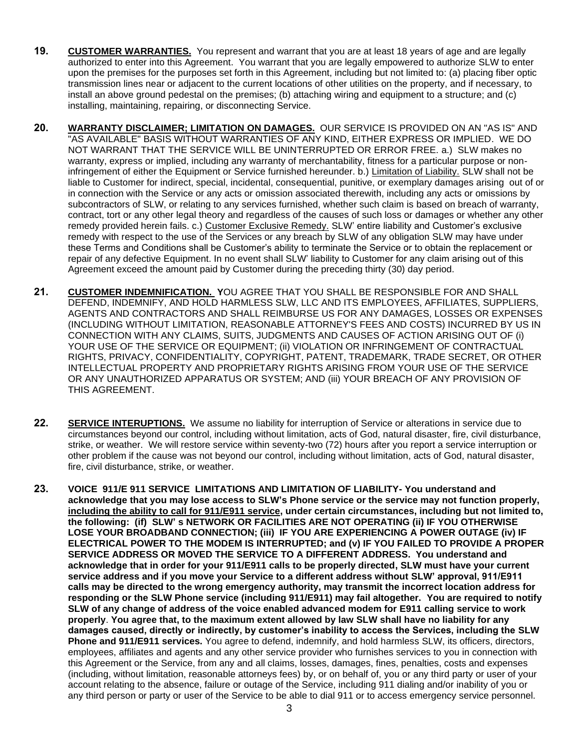**19.** **<u>CUSTOMER WARRANTIES.</u>** You represent and warrant that you are at least 18 years of age and are legally authorized to enter into this Agreement. You warrant that you are legally empowered to authorize SLW to enter upon the premises for the purposes set forth in this Agreement, including but not limited to: (a) placing fiber optic transmission lines near or adjacent to the current locations of other utilities on the property, and if necessary, to install an above ground pedestal on the premises; (b) attaching wiring and equipment to a structure; and (c) installing, maintaining, repairing, or disconnecting Service.

**20.** **<u>WARRANTY DISCLAIMER; LIMITATION ON DAMAGES.</u>** OUR SERVICE IS PROVIDED ON AN "AS IS" AND "AS AVAILABLE" BASIS WITHOUT WARRANTIES OF ANY KIND, EITHER EXPRESS OR IMPLIED. WE DO NOT WARRANT THAT THE SERVICE WILL BE UNINTERRUPTED OR ERROR FREE. a.) SLW makes no warranty, express or implied, including any warranty of merchantability, fitness for a particular purpose or non-infringement of either the Equipment or Service furnished hereunder. b.) <u>Limitation of Liability.</u> SLW shall not be liable to Customer for indirect, special, incidental, consequential, punitive, or exemplary damages arising out of or in connection with the Service or any acts or omission associated therewith, including any acts or omissions by subcontractors of SLW, or relating to any services furnished, whether such claim is based on breach of warranty, contract, tort or any other legal theory and regardless of the causes of such loss or damages or whether any other remedy provided herein fails. c.) <u>Customer Exclusive Remedy.</u> SLW' entire liability and Customer's exclusive remedy with respect to the use of the Services or any breach by SLW of any obligation SLW may have under these Terms and Conditions shall be Customer's ability to terminate the Service or to obtain the replacement or repair of any defective Equipment. In no event shall SLW' liability to Customer for any claim arising out of this Agreement exceed the amount paid by Customer during the preceding thirty (30) day period.

**21.** **<u>CUSTOMER INDEMNIFICATION.</u>** **Y**OU AGREE THAT YOU SHALL BE RESPONSIBLE FOR AND SHALL DEFEND, INDEMNIFY, AND HOLD HARMLESS SLW, LLC AND ITS EMPLOYEES, AFFILIATES, SUPPLIERS, AGENTS AND CONTRACTORS AND SHALL REIMBURSE US FOR ANY DAMAGES, LOSSES OR EXPENSES (INCLUDING WITHOUT LIMITATION, REASONABLE ATTORNEY'S FEES AND COSTS) INCURRED BY US IN CONNECTION WITH ANY CLAIMS, SUITS, JUDGMENTS AND CAUSES OF ACTION ARISING OUT OF (i) YOUR USE OF THE SERVICE OR EQUIPMENT; (ii) VIOLATION OR INFRINGEMENT OF CONTRACTUAL RIGHTS, PRIVACY, CONFIDENTIALITY, COPYRIGHT, PATENT, TRADEMARK, TRADE SECRET, OR OTHER INTELLECTUAL PROPERTY AND PROPRIETARY RIGHTS ARISING FROM YOUR USE OF THE SERVICE OR ANY UNAUTHORIZED APPARATUS OR SYSTEM; AND (iii) YOUR BREACH OF ANY PROVISION OF THIS AGREEMENT.

**22.** **<u>SERVICE INTERUPTIONS.</u>** We assume no liability for interruption of Service or alterations in service due to circumstances beyond our control, including without limitation, acts of God, natural disaster, fire, civil disturbance, strike, or weather. We will restore service within seventy-two (72) hours after you report a service interruption or other problem if the cause was not beyond our control, including without limitation, acts of God, natural disaster, fire, civil disturbance, strike, or weather.

**23.** **VOICE 911/E 911 SERVICE LIMITATIONS AND LIMITATION OF LIABILITY- You understand and acknowledge that you may lose access to SLW's Phone service or the service may not function properly, <u>including the ability to call for 911/E911 service</u>, under certain circumstances, including but not limited to, the following: (if) SLW' s NETWORK OR FACILITIES ARE NOT OPERATING (ii) IF YOU OTHERWISE LOSE YOUR BROADBAND CONNECTION; (iii) IF YOU ARE EXPERIENCING A POWER OUTAGE (iv) IF ELECTRICAL POWER TO THE MODEM IS INTERRUPTED; and (v) IF YOU FAILED TO PROVIDE A PROPER SERVICE ADDRESS OR MOVED THE SERVICE TO A DIFFERENT ADDRESS. You understand and acknowledge that in order for your 911/E911 calls to be properly directed, SLW must have your current service address and if you move your Service to a different address without SLW' approval, 911/E911 calls may be directed to the wrong emergency authority, may transmit the incorrect location address for responding or the SLW Phone service (including 911/E911) may fail altogether. You are required to notify SLW of any change of address of the voice enabled advanced modem for E911 calling service to work properly**. **You agree that, to the maximum extent allowed by law SLW shall have no liability for any damages caused, directly or indirectly, by customer's inability to access the Services, including the SLW Phone and 911/E911 services.** You agree to defend, indemnify, and hold harmless SLW, its officers, directors, employees, affiliates and agents and any other service provider who furnishes services to you in connection with this Agreement or the Service, from any and all claims, losses, damages, fines, penalties, costs and expenses (including, without limitation, reasonable attorneys fees) by, or on behalf of, you or any third party or user of your account relating to the absence, failure or outage of the Service, including 911 dialing and/or inability of you or any third person or party or user of the Service to be able to dial 911 or to access emergency service personnel.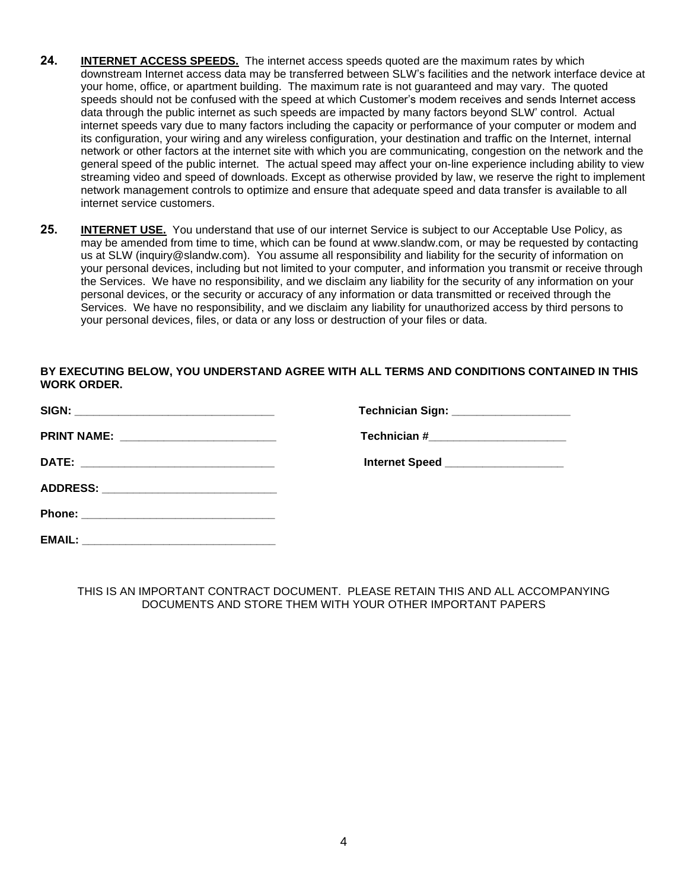**24.** **INTERNET ACCESS SPEEDS.** The internet access speeds quoted are the maximum rates by which downstream Internet access data may be transferred between SLW's facilities and the network interface device at your home, office, or apartment building. The maximum rate is not guaranteed and may vary. The quoted speeds should not be confused with the speed at which Customer's modem receives and sends Internet access data through the public internet as such speeds are impacted by many factors beyond SLW' control. Actual internet speeds vary due to many factors including the capacity or performance of your computer or modem and its configuration, your wiring and any wireless configuration, your destination and traffic on the Internet, internal network or other factors at the internet site with which you are communicating, congestion on the network and the general speed of the public internet. The actual speed may affect your on-line experience including ability to view streaming video and speed of downloads. Except as otherwise provided by law, we reserve the right to implement network management controls to optimize and ensure that adequate speed and data transfer is available to all internet service customers.

**25.** **INTERNET USE.** You understand that use of our internet Service is subject to our Acceptable Use Policy, as may be amended from time to time, which can be found at www.slandw.com, or may be requested by contacting us at SLW (inquiry@slandw.com). You assume all responsibility and liability for the security of information on your personal devices, including but not limited to your computer, and information you transmit or receive through the Services. We have no responsibility, and we disclaim any liability for the security of any information on your personal devices, or the security or accuracy of any information or data transmitted or received through the Services. We have no responsibility, and we disclaim any liability for unauthorized access by third persons to your personal devices, files, or data or any loss or destruction of your files or data.

**BY EXECUTING BELOW, YOU UNDERSTAND AGREE WITH ALL TERMS AND CONDITIONS CONTAINED IN THIS WORK ORDER.**

**SIGN:** ________________________________

**PRINT NAME:** _________________________

**DATE:** _______________________________

**ADDRESS:** ____________________________

**Phone:** _______________________________

**EMAIL:** _______________________________

**Technician Sign:** ___________________

**Technician #**______________________

**Internet Speed** ___________________

THIS IS AN IMPORTANT CONTRACT DOCUMENT. PLEASE RETAIN THIS AND ALL ACCOMPANYING DOCUMENTS AND STORE THEM WITH YOUR OTHER IMPORTANT PAPERS